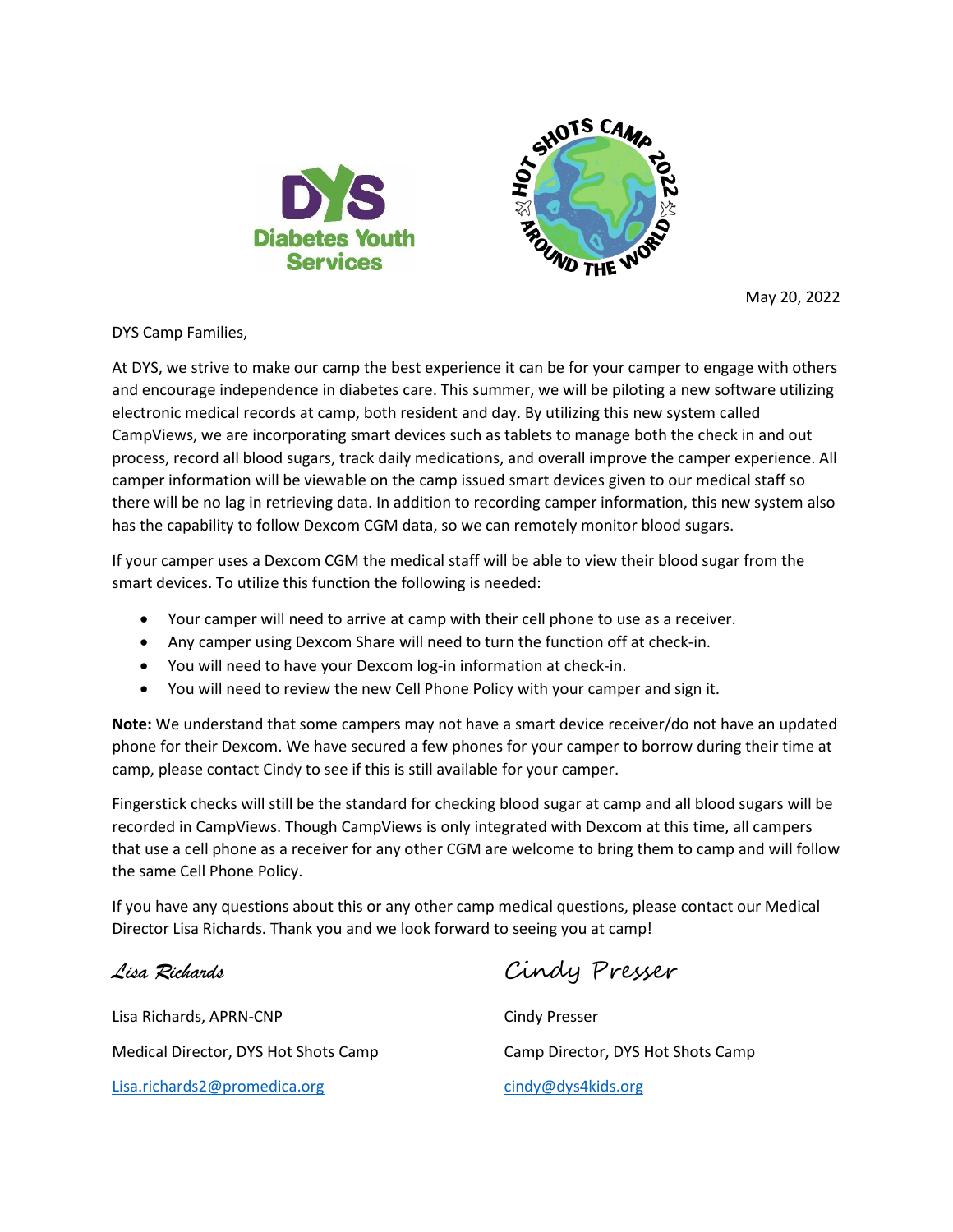May 20, 2022

DYS Camp Families,

At DYS, we strive to make our camp the best experience it can be for your camper to engage with others and encourage independence in diabetes care. This summer, we will be piloting a new software utilizing electronic medical records at camp, both resident and day. By utilizing this new system called CampViews, we are incorporating smart devices such as tablets to manage both the check in and out process, record all blood sugars, track daily medications, and overall improve the camper experience. All camper information will be viewable on the camp issued smart devices given to our medical staff so there will be no lag in retrieving data. In addition to recording camper information, this new system also has the capability to follow Dexcom CGM data, so we can remotely monitor blood sugars.

If your camper uses a Dexcom CGM the medical staff will be able to view their blood sugar from the smart devices. To utilize this function the following is needed:

- Your camper will need to arrive at camp with their cell phone to use as a receiver.
- Any camper using Dexcom Share will need to turn the function off at check-in.
- You will need to have your Dexcom log-in information at check-in.
- You will need to review the new Cell Phone Policy with your camper and sign it.

**Note:** We understand that some campers may not have a smart device receiver/do not have an updated phone for their Dexcom. We have secured a few phones for your camper to borrow during their time at camp, please contact Cindy to see if this is still available for your camper.

Fingerstick checks will still be the standard for checking blood sugar at camp and all blood sugars will be recorded in CampViews. Though CampViews is only integrated with Dexcom at this time, all campers that use a cell phone as a receiver for any other CGM are welcome to bring them to camp and will follow the same Cell Phone Policy.

If you have any questions about this or any other camp medical questions, please contact our Medical Director Lisa Richards. Thank you and we look forward to seeing you at camp!

*Lisa Richards*

Lisa Richards, APRN-CNP

Medical Director, DYS Hot Shots Camp

Lisa.richards2@promedica.org

*Cindy Presser*

Cindy Presser

Camp Director, DYS Hot Shots Camp

cindy@dys4kids.org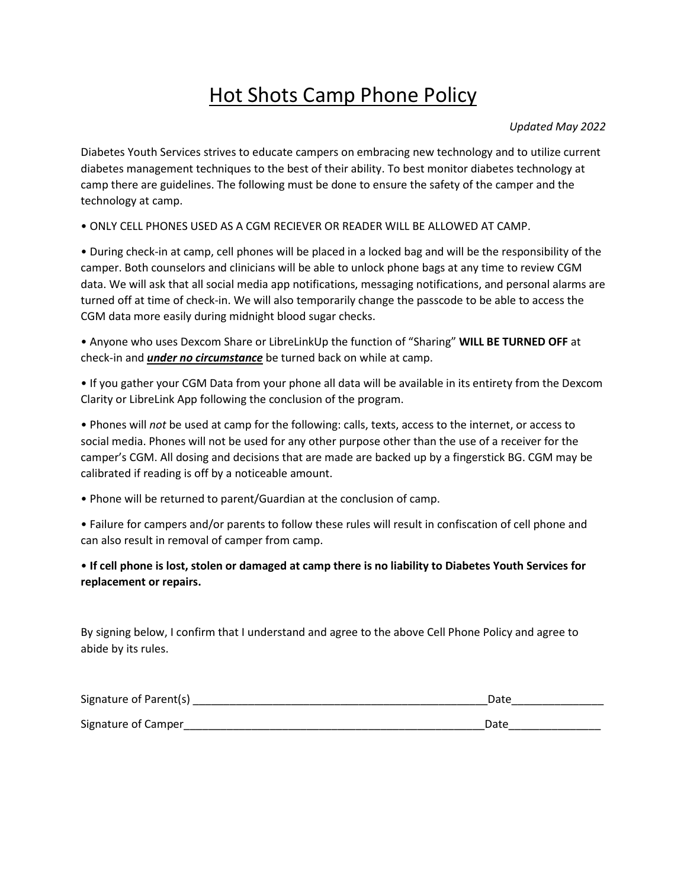# Hot Shots Camp Phone Policy

*Updated May 2022*

Diabetes Youth Services strives to educate campers on embracing new technology and to utilize current diabetes management techniques to the best of their ability. To best monitor diabetes technology at camp there are guidelines. The following must be done to ensure the safety of the camper and the technology at camp.

• ONLY CELL PHONES USED AS A CGM RECIEVER OR READER WILL BE ALLOWED AT CAMP.

• During check-in at camp, cell phones will be placed in a locked bag and will be the responsibility of the camper. Both counselors and clinicians will be able to unlock phone bags at any time to review CGM data. We will ask that all social media app notifications, messaging notifications, and personal alarms are turned off at time of check-in. We will also temporarily change the passcode to be able to access the CGM data more easily during midnight blood sugar checks.

• Anyone who uses Dexcom Share or LibreLinkUp the function of "Sharing" **WILL BE TURNED OFF** at check-in and ***under no circumstance*** be turned back on while at camp.

• If you gather your CGM Data from your phone all data will be available in its entirety from the Dexcom Clarity or LibreLink App following the conclusion of the program.

• Phones will *not* be used at camp for the following: calls, texts, access to the internet, or access to social media. Phones will not be used for any other purpose other than the use of a receiver for the camper's CGM. All dosing and decisions that are made are backed up by a fingerstick BG. CGM may be calibrated if reading is off by a noticeable amount.

• Phone will be returned to parent/Guardian at the conclusion of camp.

• Failure for campers and/or parents to follow these rules will result in confiscation of cell phone and can also result in removal of camper from camp.

**• If cell phone is lost, stolen or damaged at camp there is no liability to Diabetes Youth Services for replacement or repairs.**

By signing below, I confirm that I understand and agree to the above Cell Phone Policy and agree to abide by its rules.

Signature of Parent(s) \_\_\_\_\_\_\_\_\_\_\_\_\_\_\_\_\_\_\_\_\_\_\_\_\_\_\_\_\_\_\_\_\_\_\_\_\_\_\_\_\_\_\_\_\_\_\_\_\_\_Date\_\_\_\_\_\_\_\_\_\_\_\_\_\_\_

Signature of Camper\_\_\_\_\_\_\_\_\_\_\_\_\_\_\_\_\_\_\_\_\_\_\_\_\_\_\_\_\_\_\_\_\_\_\_\_\_\_\_\_\_\_\_\_\_\_\_\_\_\_Date\_\_\_\_\_\_\_\_\_\_\_\_\_\_\_